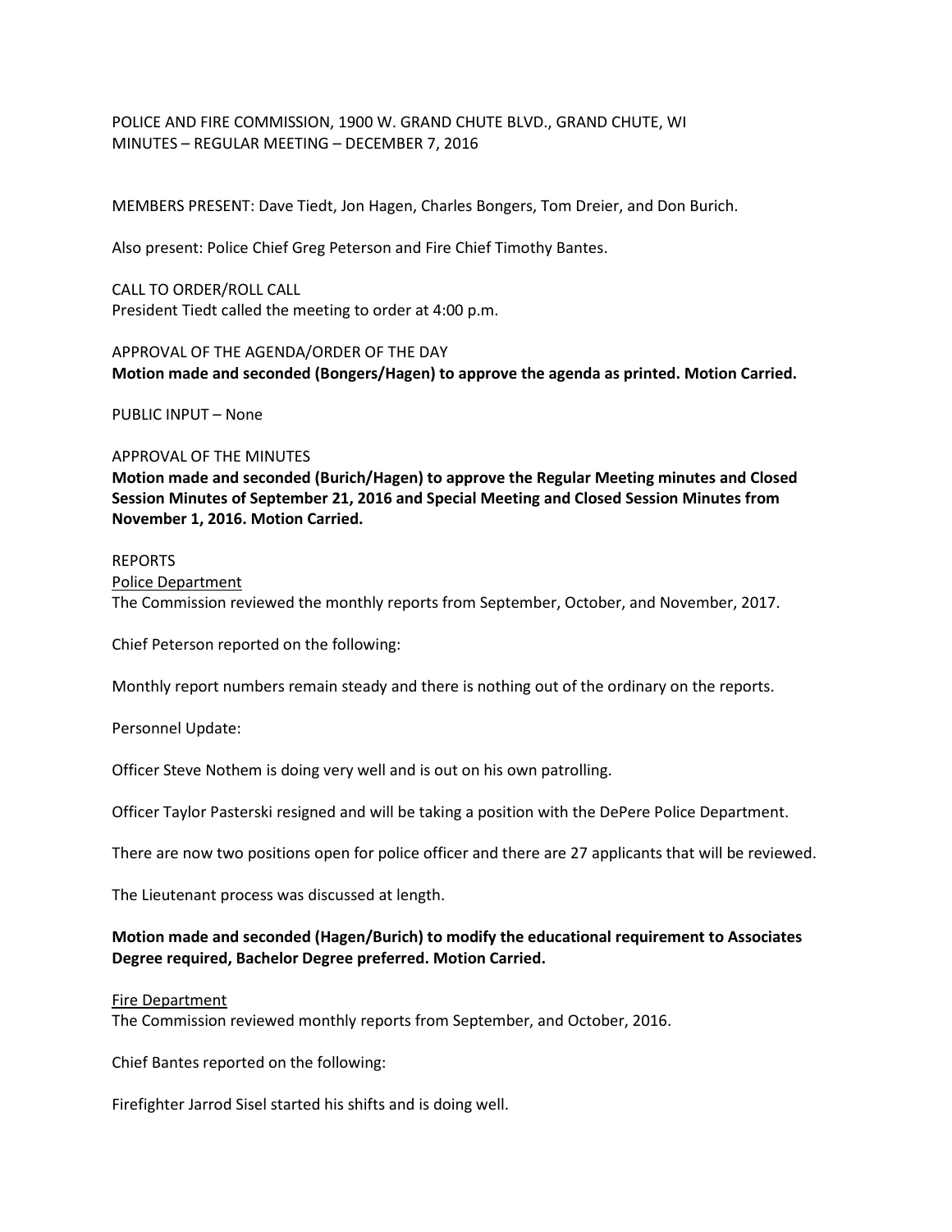POLICE AND FIRE COMMISSION, 1900 W. GRAND CHUTE BLVD., GRAND CHUTE, WI
MINUTES – REGULAR MEETING – DECEMBER 7, 2016

MEMBERS PRESENT: Dave Tiedt, Jon Hagen, Charles Bongers, Tom Dreier, and Don Burich.

Also present: Police Chief Greg Peterson and Fire Chief Timothy Bantes.

CALL TO ORDER/ROLL CALL
President Tiedt called the meeting to order at 4:00 p.m.

APPROVAL OF THE AGENDA/ORDER OF THE DAY
**Motion made and seconded (Bongers/Hagen) to approve the agenda as printed. Motion Carried.**

PUBLIC INPUT – None

APPROVAL OF THE MINUTES
**Motion made and seconded (Burich/Hagen) to approve the Regular Meeting minutes and Closed Session Minutes of September 21, 2016 and Special Meeting and Closed Session Minutes from November 1, 2016. Motion Carried.**

REPORTS
Police Department
The Commission reviewed the monthly reports from September, October, and November, 2017.

Chief Peterson reported on the following:

Monthly report numbers remain steady and there is nothing out of the ordinary on the reports.

Personnel Update:

Officer Steve Nothem is doing very well and is out on his own patrolling.

Officer Taylor Pasterski resigned and will be taking a position with the DePere Police Department.

There are now two positions open for police officer and there are 27 applicants that will be reviewed.

The Lieutenant process was discussed at length.

**Motion made and seconded (Hagen/Burich) to modify the educational requirement to Associates Degree required, Bachelor Degree preferred. Motion Carried.**

Fire Department
The Commission reviewed monthly reports from September, and October, 2016.

Chief Bantes reported on the following:

Firefighter Jarrod Sisel started his shifts and is doing well.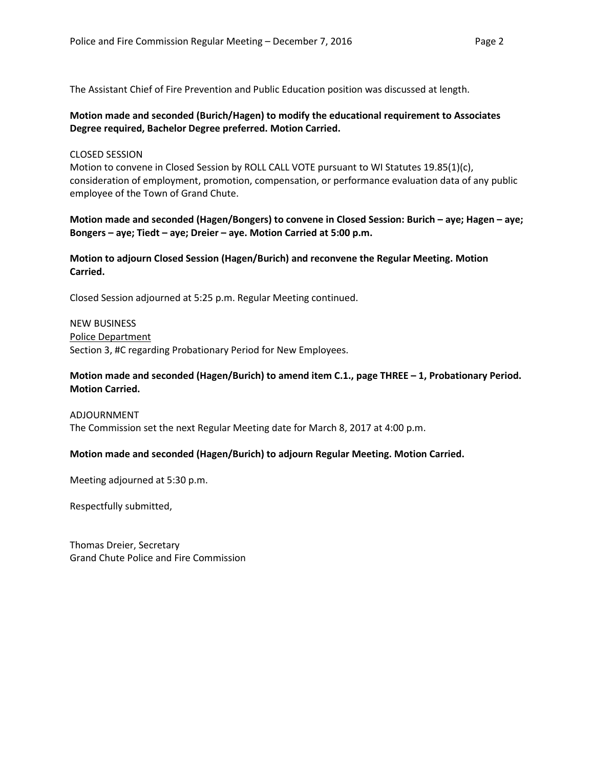The Assistant Chief of Fire Prevention and Public Education position was discussed at length.

**Motion made and seconded (Burich/Hagen) to modify the educational requirement to Associates Degree required, Bachelor Degree preferred. Motion Carried.**

CLOSED SESSION
Motion to convene in Closed Session by ROLL CALL VOTE pursuant to WI Statutes 19.85(1)(c), consideration of employment, promotion, compensation, or performance evaluation data of any public employee of the Town of Grand Chute.

**Motion made and seconded (Hagen/Bongers) to convene in Closed Session: Burich – aye; Hagen – aye; Bongers – aye; Tiedt – aye; Dreier – aye. Motion Carried at 5:00 p.m.**

**Motion to adjourn Closed Session (Hagen/Burich) and reconvene the Regular Meeting. Motion Carried.**

Closed Session adjourned at 5:25 p.m. Regular Meeting continued.

NEW BUSINESS
Police Department
Section 3, #C regarding Probationary Period for New Employees.

**Motion made and seconded (Hagen/Burich) to amend item C.1., page THREE – 1, Probationary Period. Motion Carried.**

ADJOURNMENT
The Commission set the next Regular Meeting date for March 8, 2017 at 4:00 p.m.

**Motion made and seconded (Hagen/Burich) to adjourn Regular Meeting. Motion Carried.**

Meeting adjourned at 5:30 p.m.

Respectfully submitted,

Thomas Dreier, Secretary
Grand Chute Police and Fire Commission